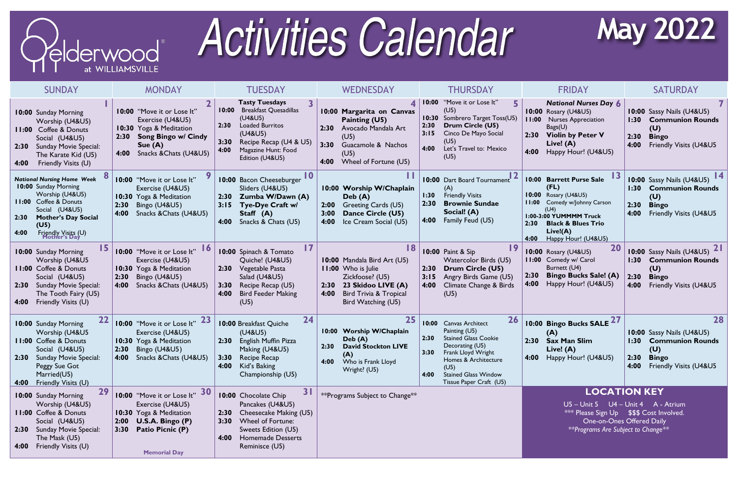elderwood® at WILLIAMSVILLE

# Activities Calendar

## May 2022

| SUNDAY | MONDAY | TUESDAY | WEDNESDAY | THURSDAY | FRIDAY | SATURDAY |
|---|---|---|---|---|---|---|
| **1**<br>10:00 Sunday Morning Worship (U4&U5)<br>11:00 Coffee & Donuts Social (U4&U5)<br>2:30 Sunday Movie Special: The Karate Kid (U5)<br>4:00 Friendly Visits (U) | **2**<br>10:00 "Move it or Lose It" Exercise (U4&U5)<br>10:30 Yoga & Meditation<br>2:30 **Song Bingo w/ Cindy Sue (A)**<br>4:00 Snacks &Chats (U4&U5) | **3**<br>**Tasty Tuesdays**<br>10:00 Breakfast Quesadillas (U4&U5)<br>2:30 Loaded Burritos (U4&U5)<br>3:30 Recipe Recap (U4 & U5)<br>4:00 Magazine Hunt: Food Edition (U4&U5) | **4**<br>10:00 **Margarita on Canvas Painting (U5)**<br>2:30 Avocado Mandala Art (U5)<br>3:30 Guacamole & Nachos (U5)<br>4:00 Wheel of Fortune (U5) | **5**<br>10:00 "Move it or Lose It" (U5)<br>10:30 Sombrero Target Toss(U5)<br>2:30 **Drum Circle (U5)**<br>3:15 Cinco De Mayo Social (U5)<br>4:00 Let's Travel to: Mexico (U5) | **6**<br>***National Nurses Day***<br>10:00 Rosary (U4&U5)<br>11:00 Nurses Appreciation Bags(U)<br>2:30 **Violin by Peter V Live! (A)**<br>4:00 Happy Hour! (U4&U5) | **7**<br>10:00 Sassy Nails (U4&U5)<br>1:30 **Communion Rounds (U)**<br>2:30 **Bingo**<br>4:00 Friendly Visits (U4&U5 |
| **8**<br>***National Nursing Home Week***<br>10:00 Sunday Morning Worship (U4&U5)<br>11:00 Coffee & Donuts Social (U4&U5)<br>2:30 **Mother's Day Social (U5)**<br>4:00 Friendly Visits (U)<br>**Mother's Day** | **9**<br>10:00 "Move it or Lose It" Exercise (U4&U5)<br>10:30 Yoga & Meditation<br>2:30 Bingo (U4&U5)<br>4:00 Snacks &Chats (U4&U5) | **10**<br>10:00 Bacon Cheeseburger Sliders (U4&U5)<br>2:30 **Zumba W/Dawn (A)**<br>3:15 **Tye-Dye Craft w/ Staff (A)**<br>4:00 Snacks & Chats (U5) | **11**<br>10:00 **Worship W/Chaplain Deb (A)**<br>2:00 Greeting Cards (U5)<br>3:00 **Dance Circle (U5)**<br>4:00 Ice Cream Social (U5) | **12**<br>10:00 Dart Board Tournament (A)<br>1:30 Friendly Visits<br>2:30 **Brownie Sundae Social! (A)**<br>4:00 Family Feud (U5) | **13**<br>10:00 **Barrett Purse Sale (FL)**<br>10:00 Rosary (U4&U5)<br>11:00 Comedy w/Johnny Carson (U4)<br>**1:00-3:00 YUMMMM Truck**<br>2:30 **Black & Blues Trio Live!(A)**<br>4:00 Happy Hour! (U4&U5) | **14**<br>10:00 Sassy Nails (U4&U5)<br>1:30 **Communion Rounds (U)**<br>2:30 **Bingo**<br>4:00 Friendly Visits (U4&U5 |
| **15**<br>10:00 Sunday Morning Worship (U4&U5<br>11:00 Coffee & Donuts Social (U4&U5)<br>2:30 Sunday Movie Special: The Tooth Fairy (U5)<br>4:00 Friendly Visits (U) | **16**<br>10:00 "Move it or Lose It" Exercise (U4&U5)<br>10:30 Yoga & Meditation<br>2:30 Bingo (U4&U5)<br>4:00 Snacks &Chats (U4&U5) | **17**<br>10:00 Spinach & Tomato Quiche! (U4&U5)<br>2:30 Vegetable Pasta Salad (U4&U5)<br>3:30 Recipe Recap (U5)<br>4:00 Bird Feeder Making (U5) | **18**<br>10:00 Mandala Bird Art (U5)<br>11:00 Who is Julie Zickfoose? (U5)<br>2:30 **23 Skidoo LIVE (A)**<br>4:00 Bird Trivia & Tropical Bird Watching (U5) | **19**<br>10:00 Paint & Sip Watercolor Birds (U5)<br>2:30 **Drum Circle (U5)**<br>3:15 Angry Birds Game (U5)<br>4:00 Climate Change & Birds (U5) | **20**<br>10:00 Rosary (U4&U5)<br>11:00 Comedy w/ Carol Burnett (U4)<br>2:30 **Bingo Bucks Sale! (A)**<br>4:00 Happy Hour! (U4&U5) | **21**<br>10:00 Sassy Nails (U4&U5)<br>1:30 **Communion Rounds (U)**<br>2:30 **Bingo**<br>4:00 Friendly Visits (U4&U5 |
| **22**<br>10:00 Sunday Morning Worship (U4&U5<br>11:00 Coffee & Donuts Social (U4&U5)<br>2:30 Sunday Movie Special: Peggy Sue Got Married(U5)<br>4:00 Friendly Visits (U) | **23**<br>10:00 "Move it or Lose It" Exercise (U4&U5)<br>10:30 Yoga & Meditation<br>2:30 Bingo (U4&U5)<br>4:00 Snacks &Chats (U4&U5) | **24**<br>10:00 Breakfast Quiche (U4&U5)<br>2:30 English Muffin Pizza Making (U4&U5)<br>3:30 Recipe Recap<br>4:00 Kid's Baking Championship (U5) | **25**<br>10:00 **Worship W/Chaplain Deb (A)**<br>2:30 **David Stockton LIVE (A)**<br>4:00 Who is Frank Lloyd Wright? (U5) | **26**<br>10:00 Canvas Architect Painting (U5)<br>2:30 Stained Glass Cookie Decorating (U5)<br>3:30 Frank Lloyd Wright Homes & Architecture (U5)<br>4:00 Stained Glass Window Tissue Paper Craft (U5) | **27**<br>10:00 **Bingo Bucks SALE (A)**<br>2:30 **Sax Man Slim Live! (A)**<br>4:00 Happy Hour! (U4&U5) | **28**<br>10:00 Sassy Nails (U4&U5)<br>1:30 **Communion Rounds (U)**<br>2:30 **Bingo**<br>4:00 Friendly Visits (U4&U5 |
| **29**<br>10:00 Sunday Morning Worship (U4&U5)<br>11:00 Coffee & Donuts Social (U4&U5)<br>2:30 Sunday Movie Special: The Mask (U5)<br>4:00 Friendly Visits (U) | **30**<br>10:00 "Move it or Lose It" Exercise (U4&U5)<br>10:30 Yoga & Meditation<br>2:00 **U.S.A. Bingo (P)**<br>3:30 **Patio Picnic (P)**<br>**Memorial Day** | **31**<br>10:00 Chocolate Chip Pancakes (U4&U5)<br>2:30 Cheesecake Making (U5)<br>3:30 Wheel of Fortune: Sweets Edition (U5)<br>4:00 Homemade Desserts Reminisce (U5) | **Programs Subject to Change** | | | |

### LOCATION KEY

U5 – Unit 5 U4 – Unit 4 A - Atrium
*** Please Sign Up $$$ Cost Involved.
One-on-Ones Offered Daily
***Programs Are Subject to Change***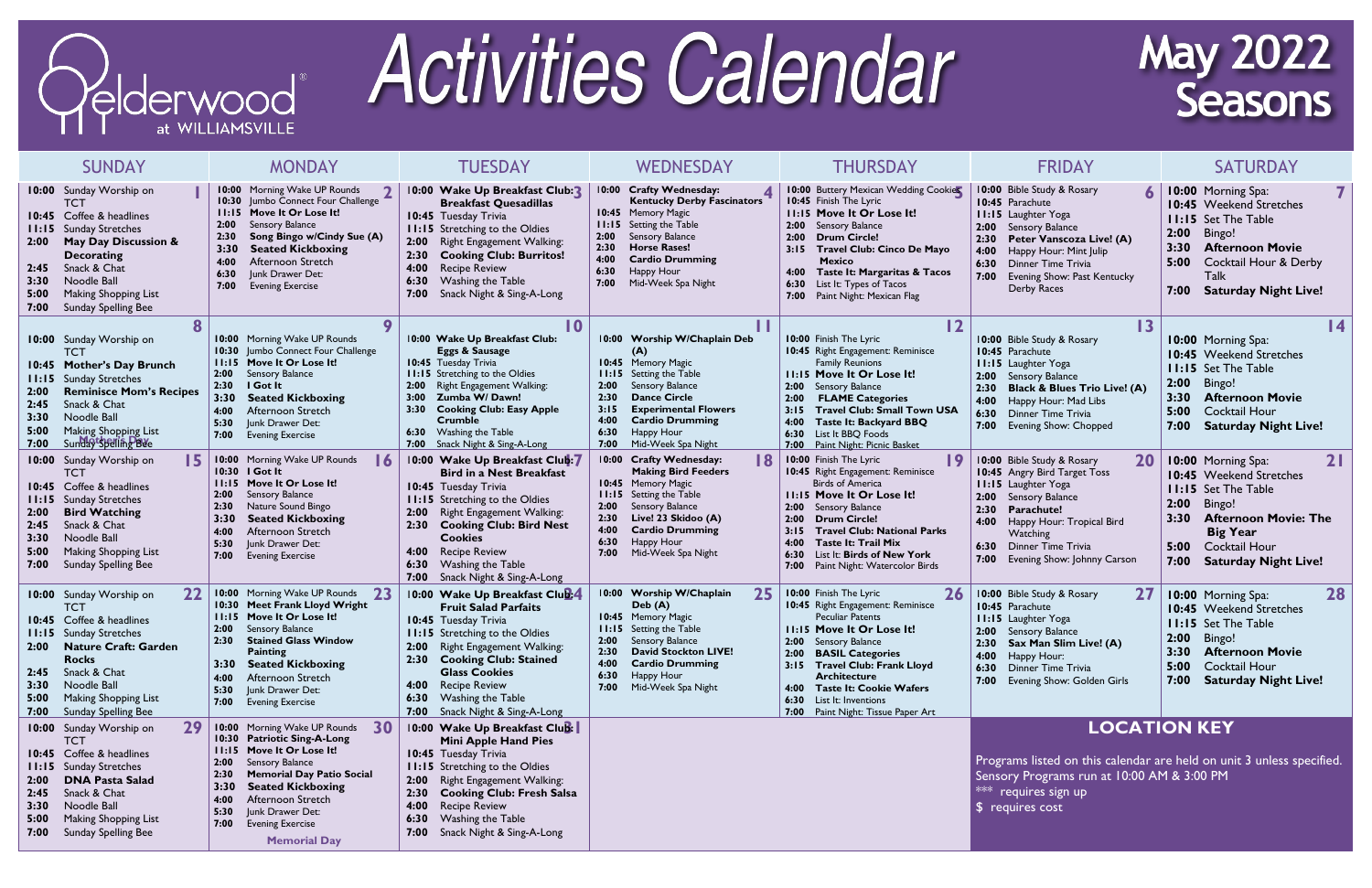# Activities Calendar

Elderwood at WILLIAMSVILLE

**May 2022 Seasons**

| SUNDAY | MONDAY | TUESDAY | WEDNESDAY | THURSDAY | FRIDAY | SATURDAY |
|---|---|---|---|---|---|---|
| **1**<br>10:00 Sunday Worship on TCT<br>10:45 Coffee & headlines<br>11:15 Sunday Stretches<br>2:00 **May Day Discussion & Decorating**<br>2:45 Snack & Chat<br>3:30 Noodle Ball<br>5:00 Making Shopping List<br>7:00 Sunday Spelling Bee | **2**<br>10:00 Morning Wake UP Rounds<br>10:30 Jumbo Connect Four Challenge<br>11:15 **Move It Or Lose It!**<br>2:00 Sensory Balance<br>2:30 **Song Bingo w/Cindy Sue (A)**<br>3:30 **Seated Kickboxing**<br>4:00 Afternoon Stretch<br>6:30 Junk Drawer Det:<br>7:00 Evening Exercise | **3**<br>10:00 **Wake Up Breakfast Club: Breakfast Quesadillas**<br>10:45 Tuesday Trivia<br>11:15 Stretching to the Oldies<br>2:00 Right Engagement Walking:<br>2:30 **Cooking Club: Burritos!**<br>4:00 Recipe Review<br>6:30 Washing the Table<br>7:00 Snack Night & Sing-A-Long | **4**<br>10:00 **Crafty Wednesday: Kentucky Derby Fascinators**<br>10:45 Memory Magic<br>11:15 Setting the Table<br>2:00 Sensory Balance<br>2:30 **Horse Rases!**<br>4:00 **Cardio Drumming**<br>6:30 Happy Hour<br>7:00 Mid-Week Spa Night | **5**<br>10:00 Buttery Mexican Wedding Cookies<br>10:45 Finish The Lyric<br>11:15 **Move It Or Lose It!**<br>2:00 Sensory Balance<br>2:00 **Drum Circle!**<br>3:15 **Travel Club: Cinco De Mayo Mexico**<br>4:00 **Taste It: Margaritas & Tacos**<br>6:30 List It: Types of Tacos<br>7:00 Paint Night: Mexican Flag | **6**<br>10:00 Bible Study & Rosary<br>10:45 Parachute<br>11:15 Laughter Yoga<br>2:00 Sensory Balance<br>2:30 **Peter Vanscoza Live! (A)**<br>4:00 Happy Hour: Mint Julip<br>6:30 Dinner Time Trivia<br>7:00 Evening Show: Past Kentucky Derby Races | **7**<br>10:00 Morning Spa:<br>10:45 Weekend Stretches<br>11:15 Set The Table<br>2:00 Bingo!<br>3:30 **Afternoon Movie**<br>5:00 Cocktail Hour & Derby Talk<br>7:00 **Saturday Night Live!** |
| **8**<br>10:00 Sunday Worship on TCT<br>10:45 **Mother's Day Brunch**<br>11:15 Sunday Stretches<br>2:00 **Reminisce Mom's Recipes**<br>2:45 Snack & Chat<br>3:30 Noodle Ball<br>5:00 Making Shopping List<br>7:00 Sunday Spelling Bee<br>Mother's Day | **9**<br>10:00 Morning Wake UP Rounds<br>10:30 Jumbo Connect Four Challenge<br>11:15 **Move It Or Lose It!**<br>2:00 Sensory Balance<br>2:30 **I Got It**<br>3:30 **Seated Kickboxing**<br>4:00 Afternoon Stretch<br>5:30 Junk Drawer Det:<br>7:00 Evening Exercise | **10**<br>10:00 **Wake Up Breakfast Club: Eggs & Sausage**<br>10:45 Tuesday Trivia<br>11:15 Stretching to the Oldies<br>2:00 Right Engagement Walking:<br>3:00 **Zumba W/ Dawn!**<br>3:30 **Cooking Club: Easy Apple Crumble**<br>6:30 Washing the Table<br>7:00 Snack Night & Sing-A-Long | **11**<br>10:00 **Worship W/Chaplain Deb (A)**<br>10:45 Memory Magic<br>11:15 Setting the Table<br>2:00 Sensory Balance<br>2:30 **Dance Circle**<br>3:15 **Experimental Flowers**<br>4:00 **Cardio Drumming**<br>6:30 Happy Hour<br>7:00 Mid-Week Spa Night | **12**<br>10:00 Finish The Lyric<br>10:45 Right Engagement: Reminisce Family Reunions<br>11:15 **Move It Or Lose It!**<br>2:00 Sensory Balance<br>2:00 **FLAME Categories**<br>3:15 **Travel Club: Small Town USA**<br>4:00 **Taste It: Backyard BBQ**<br>6:30 List It BBQ Foods<br>7:00 Paint Night: Picnic Basket | **13**<br>10:00 Bible Study & Rosary<br>10:45 Parachute<br>11:15 Laughter Yoga<br>2:00 Sensory Balance<br>2:30 **Black & Blues Trio Live! (A)**<br>4:00 Happy Hour: Mad Libs<br>6:30 Dinner Time Trivia<br>7:00 Evening Show: Chopped | **14**<br>10:00 Morning Spa:<br>10:45 Weekend Stretches<br>11:15 Set The Table<br>2:00 Bingo!<br>3:30 **Afternoon Movie**<br>5:00 Cocktail Hour<br>7:00 **Saturday Night Live!** |
| **15**<br>10:00 Sunday Worship on TCT<br>10:45 Coffee & headlines<br>11:15 Sunday Stretches<br>2:00 **Bird Watching**<br>2:45 Snack & Chat<br>3:30 Noodle Ball<br>5:00 Making Shopping List<br>7:00 Sunday Spelling Bee | **16**<br>10:00 Morning Wake UP Rounds<br>10:30 **I Got It**<br>11:15 **Move It Or Lose It!**<br>2:00 Sensory Balance<br>2:30 Nature Sound Bingo<br>3:30 **Seated Kickboxing**<br>4:00 Afternoon Stretch<br>5:30 Junk Drawer Det:<br>7:00 Evening Exercise | **17**<br>10:00 **Wake Up Breakfast Club: Bird in a Nest Breakfast**<br>10:45 Tuesday Trivia<br>11:15 Stretching to the Oldies<br>2:00 Right Engagement Walking:<br>2:30 **Cooking Club: Bird Nest Cookies**<br>4:00 Recipe Review<br>6:30 Washing the Table<br>7:00 Snack Night & Sing-A-Long | **18**<br>10:00 **Crafty Wednesday: Making Bird Feeders**<br>10:45 Memory Magic<br>11:15 Setting the Table<br>2:00 Sensory Balance<br>2:30 **Live! 23 Skidoo (A)**<br>4:00 **Cardio Drumming**<br>6:30 Happy Hour<br>7:00 Mid-Week Spa Night | **19**<br>10:00 Finish The Lyric<br>10:45 Right Engagement: Reminisce Birds of America<br>11:15 **Move It Or Lose It!**<br>2:00 Sensory Balance<br>2:00 **Drum Circle!**<br>3:15 **Travel Club: National Parks**<br>4:00 **Taste It: Trail Mix**<br>6:30 List It: **Birds of New York**<br>7:00 Paint Night: Watercolor Birds | **20**<br>10:00 Bible Study & Rosary<br>10:45 Angry Bird Target Toss<br>11:15 Laughter Yoga<br>2:00 Sensory Balance<br>2:30 **Parachute!**<br>4:00 Happy Hour: Tropical Bird Watching<br>6:30 Dinner Time Trivia<br>7:00 Evening Show: Johnny Carson | **21**<br>10:00 Morning Spa:<br>10:45 Weekend Stretches<br>11:15 Set The Table<br>2:00 Bingo!<br>3:30 **Afternoon Movie: The Big Year**<br>5:00 Cocktail Hour<br>7:00 **Saturday Night Live!** |
| **22**<br>10:00 Sunday Worship on TCT<br>10:45 Coffee & headlines<br>11:15 Sunday Stretches<br>2:00 **Nature Craft: Garden Rocks**<br>2:45 Snack & Chat<br>3:30 Noodle Ball<br>5:00 Making Shopping List<br>7:00 Sunday Spelling Bee | **23**<br>10:00 Morning Wake UP Rounds<br>10:30 **Meet Frank Lloyd Wright**<br>11:15 **Move It Or Lose It!**<br>2:00 Sensory Balance<br>2:30 **Stained Glass Window Painting**<br>3:30 **Seated Kickboxing**<br>4:00 Afternoon Stretch<br>5:30 Junk Drawer Det:<br>7:00 Evening Exercise | **24**<br>10:00 **Wake Up Breakfast Club: Fruit Salad Parfaits**<br>10:45 Tuesday Trivia<br>11:15 Stretching to the Oldies<br>2:00 Right Engagement Walking:<br>2:30 **Cooking Club: Stained Glass Cookies**<br>4:00 Recipe Review<br>6:30 Washing the Table<br>7:00 Snack Night & Sing-A-Long | **25**<br>10:00 **Worship W/Chaplain Deb (A)**<br>10:45 Memory Magic<br>11:15 Setting the Table<br>2:00 Sensory Balance<br>2:30 **David Stockton LIVE!**<br>4:00 **Cardio Drumming**<br>6:30 Happy Hour<br>7:00 Mid-Week Spa Night | **26**<br>10:00 Finish The Lyric<br>10:45 Right Engagement: Reminisce Peculiar Patents<br>11:15 **Move It Or Lose It!**<br>2:00 Sensory Balance<br>2:00 **BASIL Categories**<br>3:15 **Travel Club: Frank Lloyd Architecture**<br>4:00 **Taste It: Cookie Wafers**<br>6:30 List It: Inventions<br>7:00 Paint Night: Tissue Paper Art | **27**<br>10:00 Bible Study & Rosary<br>10:45 Parachute<br>11:15 Laughter Yoga<br>2:00 Sensory Balance<br>2:30 **Sax Man Slim Live! (A)**<br>4:00 Happy Hour:<br>6:30 Dinner Time Trivia<br>7:00 Evening Show: Golden Girls | **28**<br>10:00 Morning Spa:<br>10:45 Weekend Stretches<br>11:15 Set The Table<br>2:00 Bingo!<br>3:30 **Afternoon Movie**<br>5:00 Cocktail Hour<br>7:00 **Saturday Night Live!** |
| **29**<br>10:00 Sunday Worship on TCT<br>10:45 Coffee & headlines<br>11:15 Sunday Stretches<br>2:00 **DNA Pasta Salad**<br>2:45 Snack & Chat<br>3:30 Noodle Ball<br>5:00 Making Shopping List<br>7:00 Sunday Spelling Bee | **30**<br>10:00 Morning Wake UP Rounds<br>10:30 **Patriotic Sing-A-Long**<br>11:15 **Move It Or Lose It!**<br>2:00 Sensory Balance<br>2:30 **Memorial Day Patio Social**<br>3:30 **Seated Kickboxing**<br>4:00 Afternoon Stretch<br>5:30 Junk Drawer Det:<br>7:00 Evening Exercise<br>**Memorial Day** | **31**<br>10:00 **Wake Up Breakfast Club: Mini Apple Hand Pies**<br>10:45 Tuesday Trivia<br>11:15 Stretching to the Oldies<br>2:00 Right Engagement Walking:<br>2:30 **Cooking Club: Fresh Salsa**<br>4:00 Recipe Review<br>6:30 Washing the Table<br>7:00 Snack Night & Sing-A-Long | | | | |

## LOCATION KEY

Programs listed on this calendar are held on unit 3 unless specified.
Sensory Programs run at 10:00 AM & 3:00 PM
*** requires sign up
$ requires cost